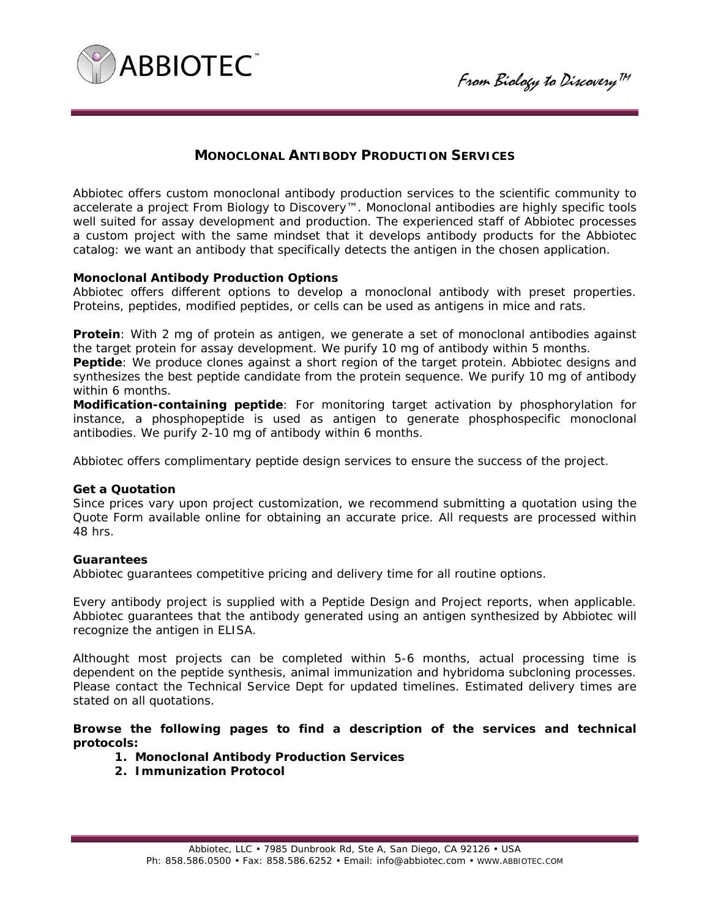# MONOCLONAL ANTIBODY PRODUCTION SERVICES

Abbiotec offers custom monoclonal antibody production services to the scientific community to accelerate a project From Biology to Discovery™. Monoclonal antibodies are highly specific tools well suited for assay development and production. The experienced staff of Abbiotec processes a custom project with the same mindset that it develops antibody products for the Abbiotec catalog: we want an antibody that specifically detects the antigen in the chosen application.

### Monoclonal Antibody Production Options

Abbiotec offers different options to develop a monoclonal antibody with preset properties. Proteins, peptides, modified peptides, or cells can be used as antigens in mice and rats.

**Protein**: With 2 mg of protein as antigen, we generate a set of monoclonal antibodies against the target protein for assay development. We purify 10 mg of antibody within 5 months.
**Peptide**: We produce clones against a short region of the target protein. Abbiotec designs and synthesizes the best peptide candidate from the protein sequence. We purify 10 mg of antibody within 6 months.
**Modification-containing peptide**: For monitoring target activation by phosphorylation for instance, a phosphopeptide is used as antigen to generate phosphospecific monoclonal antibodies. We purify 2-10 mg of antibody within 6 months.

Abbiotec offers complimentary peptide design services to ensure the success of the project.

### Get a Quotation

Since prices vary upon project customization, we recommend submitting a quotation using the Quote Form available online for obtaining an accurate price. All requests are processed within 48 hrs.

### Guarantees

Abbiotec guarantees competitive pricing and delivery time for all routine options.

Every antibody project is supplied with a Peptide Design and Project reports, when applicable. Abbiotec guarantees that the antibody generated using an antigen synthesized by Abbiotec will recognize the antigen in ELISA.

Althought most projects can be completed within 5-6 months, actual processing time is dependent on the peptide synthesis, animal immunization and hybridoma subcloning processes. Please contact the Technical Service Dept for updated timelines. Estimated delivery times are stated on all quotations.

**Browse the following pages to find a description of the services and technical protocols:**

1. **Monoclonal Antibody Production Services**
2. **Immunization Protocol**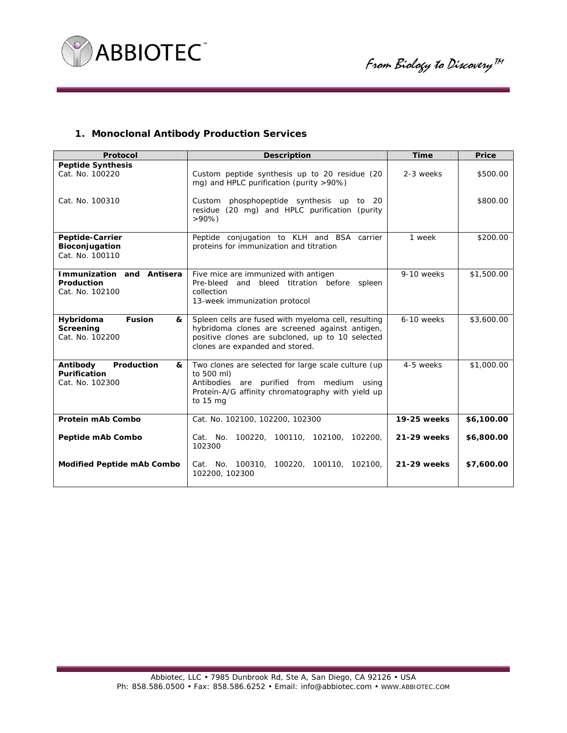## 1. Monoclonal Antibody Production Services

| Protocol | Description | Time | Price |
|---|---|---|---|
| **Peptide Synthesis**<br>Cat. No. 100220 | Custom peptide synthesis up to 20 residue (20 mg) and HPLC purification (purity >90%) | 2-3 weeks | $500.00 |
| Cat. No. 100310 | Custom phosphopeptide synthesis up to 20 residue (20 mg) and HPLC purification (purity >90%) | | $800.00 |
| **Peptide-Carrier Bioconjugation**<br>Cat. No. 100110 | Peptide conjugation to KLH and BSA carrier proteins for immunization and titration | 1 week | $200.00 |
| **Immunization and Antisera Production**<br>Cat. No. 102100 | Five mice are immunized with antigen<br>Pre-bleed and bleed titration before spleen collection<br>13-week immunization protocol | 9-10 weeks | $1,500.00 |
| **Hybridoma Fusion & Screening**<br>Cat. No. 102200 | Spleen cells are fused with myeloma cell, resulting hybridoma clones are screened against antigen, positive clones are subcloned, up to 10 selected clones are expanded and stored. | 6-10 weeks | $3,600.00 |
| **Antibody Production & Purification**<br>Cat. No. 102300 | Two clones are selected for large scale culture (up to 500 ml)<br>Antibodies are purified from medium using Protein-A/G affinity chromatography with yield up to 15 mg | 4-5 weeks | $1,000.00 |
| **Protein mAb Combo** | Cat. No. 102100, 102200, 102300 | **19-25 weeks** | **$6,100.00** |
| **Peptide mAb Combo** | Cat. No. 100220, 100110, 102100, 102200, 102300 | **21-29 weeks** | **$6,800.00** |
| **Modified Peptide mAb Combo** | Cat. No. 100310, 100220, 100110, 102100, 102200, 102300 | **21-29 weeks** | **$7,600.00** |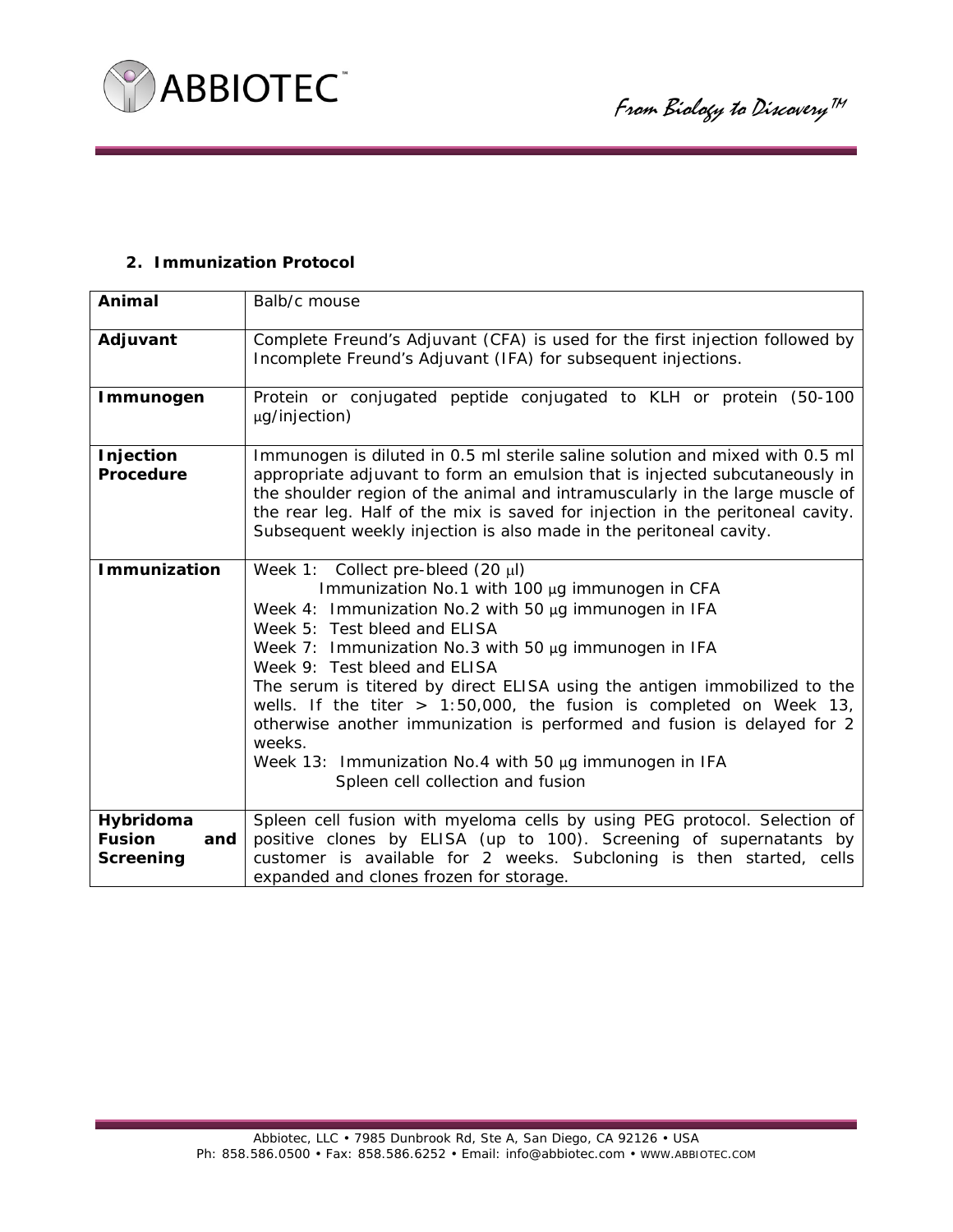## 2. Immunization Protocol

| | |
|---|---|
| **Animal** | Balb/c mouse |
| **Adjuvant** | Complete Freund's Adjuvant (CFA) is used for the first injection followed by Incomplete Freund's Adjuvant (IFA) for subsequent injections. |
| **Immunogen** | Protein or conjugated peptide conjugated to KLH or protein (50-100 μg/injection) |
| **Injection Procedure** | Immunogen is diluted in 0.5 ml sterile saline solution and mixed with 0.5 ml appropriate adjuvant to form an emulsion that is injected subcutaneously in the shoulder region of the animal and intramuscularly in the large muscle of the rear leg. Half of the mix is saved for injection in the peritoneal cavity. Subsequent weekly injection is also made in the peritoneal cavity. |
| **Immunization** | Week 1: Collect pre-bleed (20 μl)<br>Immunization No.1 with 100 μg immunogen in CFA<br>Week 4: Immunization No.2 with 50 μg immunogen in IFA<br>Week 5: Test bleed and ELISA<br>Week 7: Immunization No.3 with 50 μg immunogen in IFA<br>Week 9: Test bleed and ELISA<br>The serum is titered by direct ELISA using the antigen immobilized to the wells. If the titer > 1:50,000, the fusion is completed on Week 13, otherwise another immunization is performed and fusion is delayed for 2 weeks.<br>Week 13: Immunization No.4 with 50 μg immunogen in IFA<br>Spleen cell collection and fusion |
| **Hybridoma Fusion and Screening** | Spleen cell fusion with myeloma cells by using PEG protocol. Selection of positive clones by ELISA (up to 100). Screening of supernatants by customer is available for 2 weeks. Subcloning is then started, cells expanded and clones frozen for storage. |